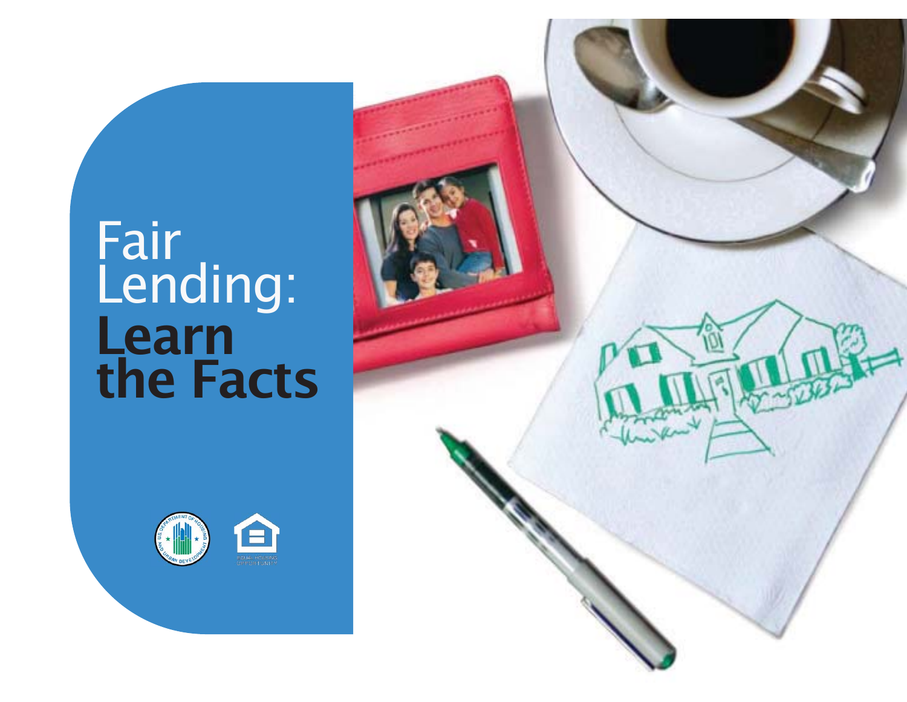# Fair Lending: **Learn the Facts**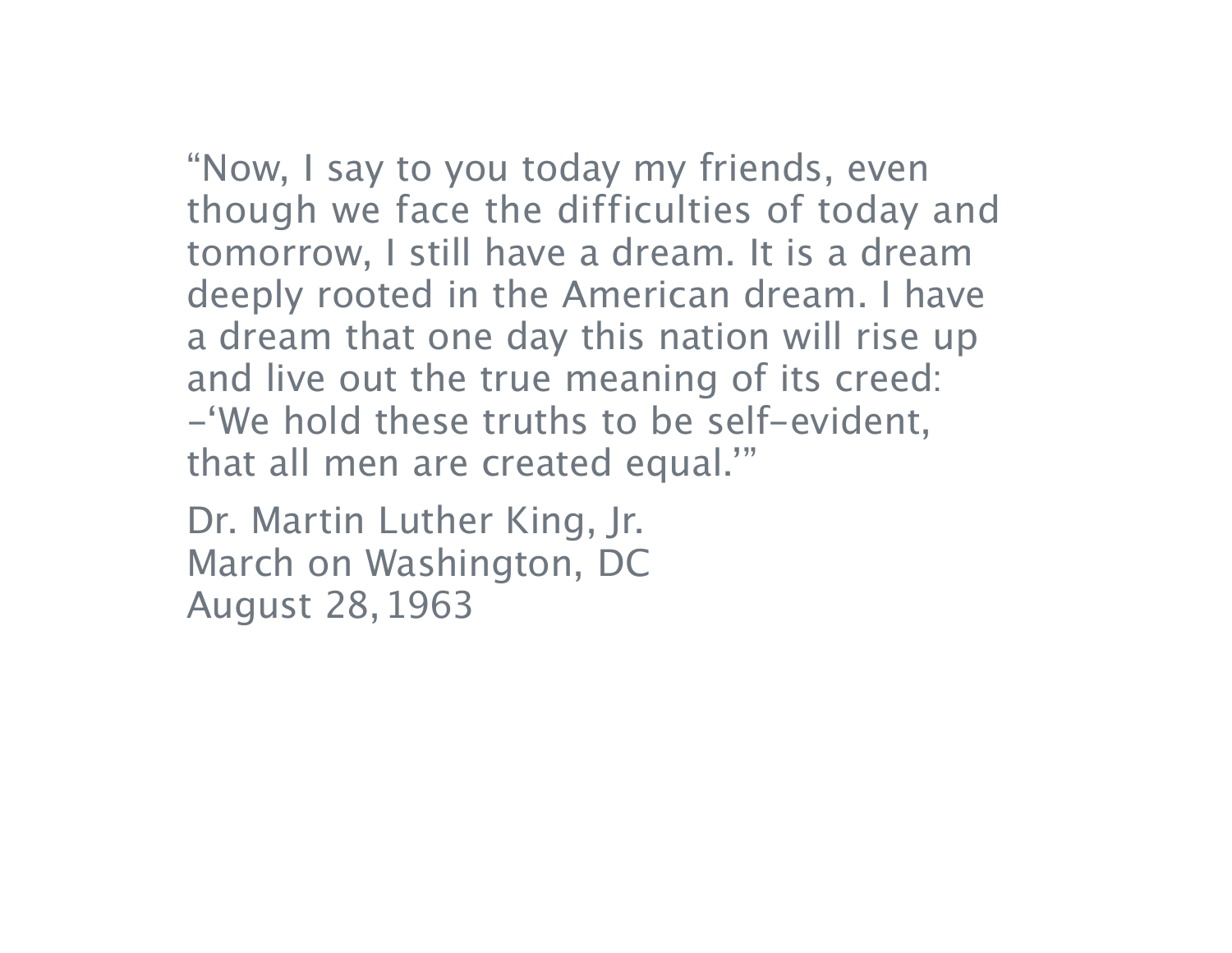"Now, I say to you today my friends, even though we face the difficulties of today and tomorrow, I still have a dream. It is a dream deeply rooted in the American dream. I have a dream that one day this nation will rise up and live out the true meaning of its creed: -'We hold these truths to be self-evident, that all men are created equal.'"

Dr. Martin Luther King, Jr.
March on Washington, DC
August 28, 1963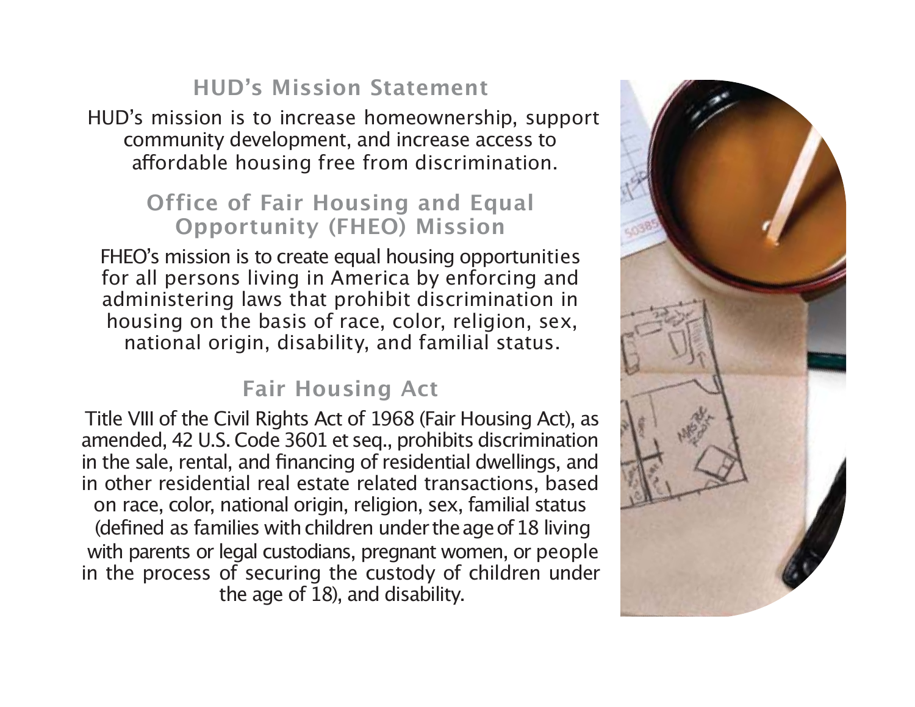## HUD's Mission Statement

HUD's mission is to increase homeownership, support community development, and increase access to affordable housing free from discrimination.

## Office of Fair Housing and Equal Opportunity (FHEO) Mission

FHEO's mission is to create equal housing opportunities for all persons living in America by enforcing and administering laws that prohibit discrimination in housing on the basis of race, color, religion, sex, national origin, disability, and familial status.

## Fair Housing Act

Title VIII of the Civil Rights Act of 1968 (Fair Housing Act), as amended, 42 U.S. Code 3601 et seq., prohibits discrimination in the sale, rental, and financing of residential dwellings, and in other residential real estate related transactions, based on race, color, national origin, religion, sex, familial status (defined as families with children under the age of 18 living with parents or legal custodians, pregnant women, or people in the process of securing the custody of children under the age of 18), and disability.